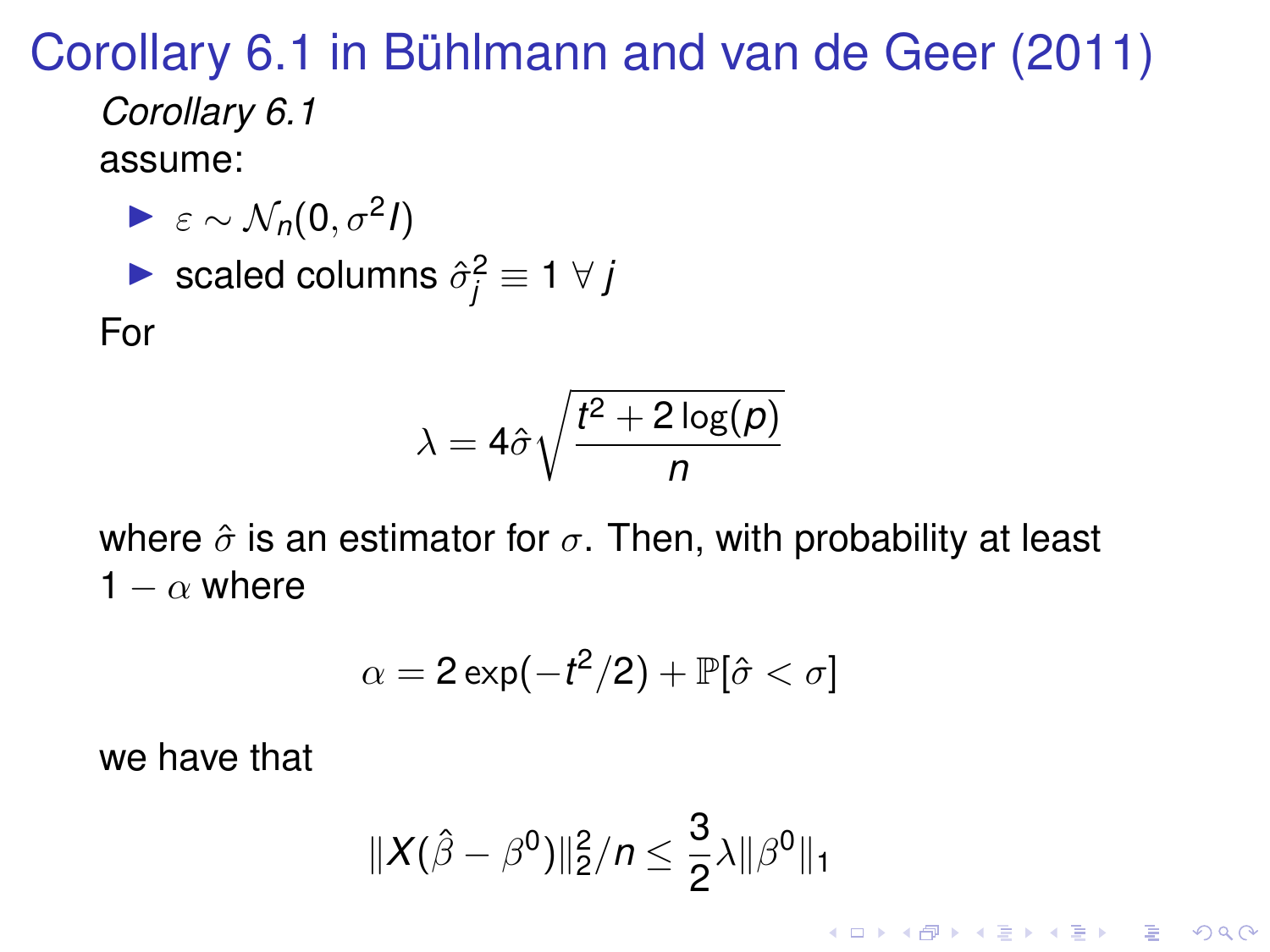# Corollary 6.1 in Bühlmann and van de Geer (2011)

*Corollary 6.1*

assume:

- $\varepsilon \sim \mathcal{N}_n(0, \sigma^2 I)$
- scaled columns $\hat{\sigma}_j^2 \equiv 1 \; \forall \; j$

For

$$\lambda = 4\hat{\sigma}\sqrt{\frac{t^2 + 2\log(p)}{n}}$$

where $\hat{\sigma}$ is an estimator for $\sigma$. Then, with probability at least $1 - \alpha$ where

$$\alpha = 2\exp(-t^2/2) + \mathbb{P}[\hat{\sigma} < \sigma]$$

we have that

$$\|X(\hat{\beta} - \beta^0)\|_2^2/n \leq \frac{3}{2}\lambda\|\beta^0\|_1$$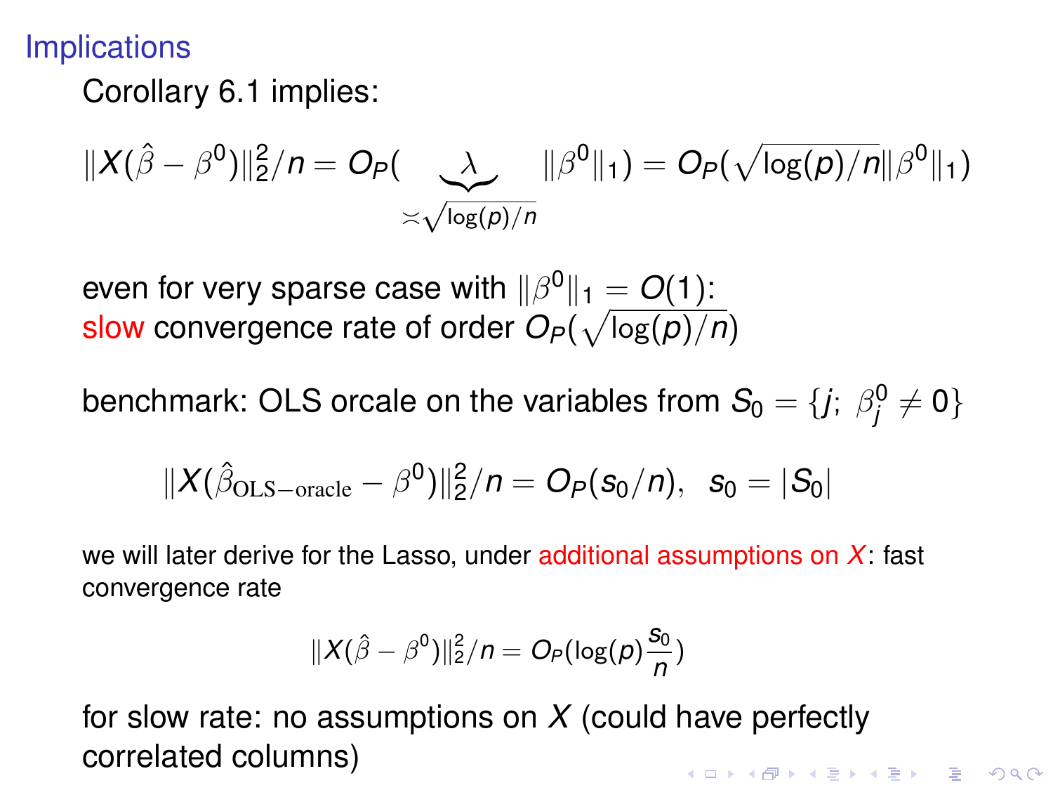## Implications

Corollary 6.1 implies:

$$\|X(\hat{\beta} - \beta^0)\|_2^2/n = O_P(\underbrace{\lambda}_{\asymp\sqrt{\log(p)/n}} \|\beta^0\|_1) = O_P(\sqrt{\log(p)/n}\|\beta^0\|_1)$$

even for very sparse case with $\|\beta^0\|_1 = O(1)$:
slow convergence rate of order $O_P(\sqrt{\log(p)/n})$

benchmark: OLS orcale on the variables from $S_0 = \{j;\ \beta_j^0 \neq 0\}$

$$\|X(\hat{\beta}_{\text{OLS-oracle}} - \beta^0)\|_2^2/n = O_P(s_0/n), \ \ s_0 = |S_0|$$

we will later derive for the Lasso, under additional assumptions on $X$: fast convergence rate

$$\|X(\hat{\beta} - \beta^0)\|_2^2/n = O_P(\log(p)\frac{s_0}{n})$$

for slow rate: no assumptions on $X$ (could have perfectly correlated columns)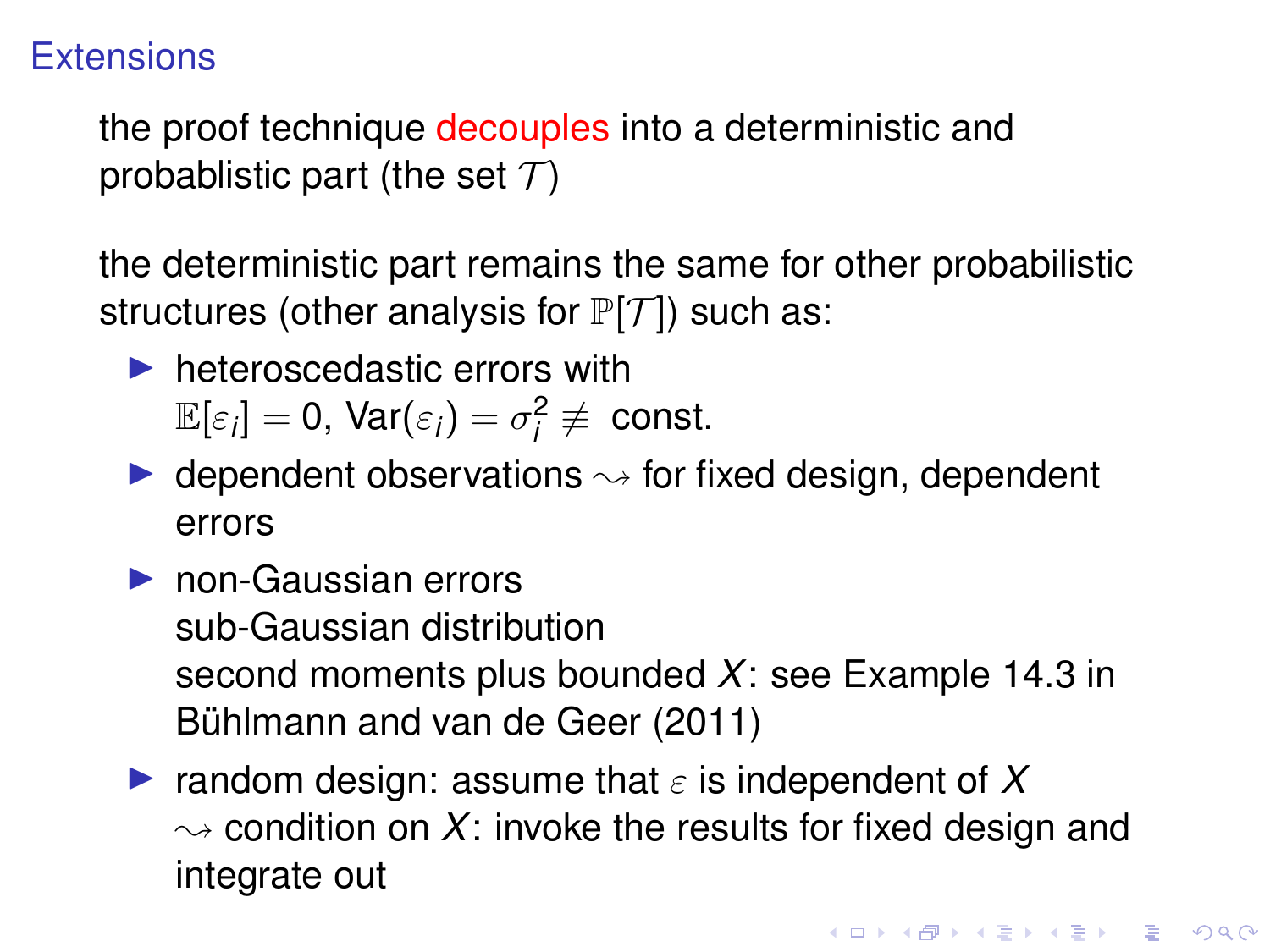## Extensions

the proof technique decouples into a deterministic and probablistic part (the set $\mathcal{T}$)

the deterministic part remains the same for other probabilistic structures (other analysis for $\mathbb{P}[\mathcal{T}]$) such as:

- heteroscedastic errors with $\mathbb{E}[\varepsilon_i] = 0$, $\text{Var}(\varepsilon_i) = \sigma_i^2 \not\equiv$ const.
- dependent observations $\rightsquigarrow$ for fixed design, dependent errors
- non-Gaussian errors
  sub-Gaussian distribution
  second moments plus bounded $X$: see Example 14.3 in Bühlmann and van de Geer (2011)
- random design: assume that $\varepsilon$ is independent of $X$
  $\rightsquigarrow$ condition on $X$: invoke the results for fixed design and integrate out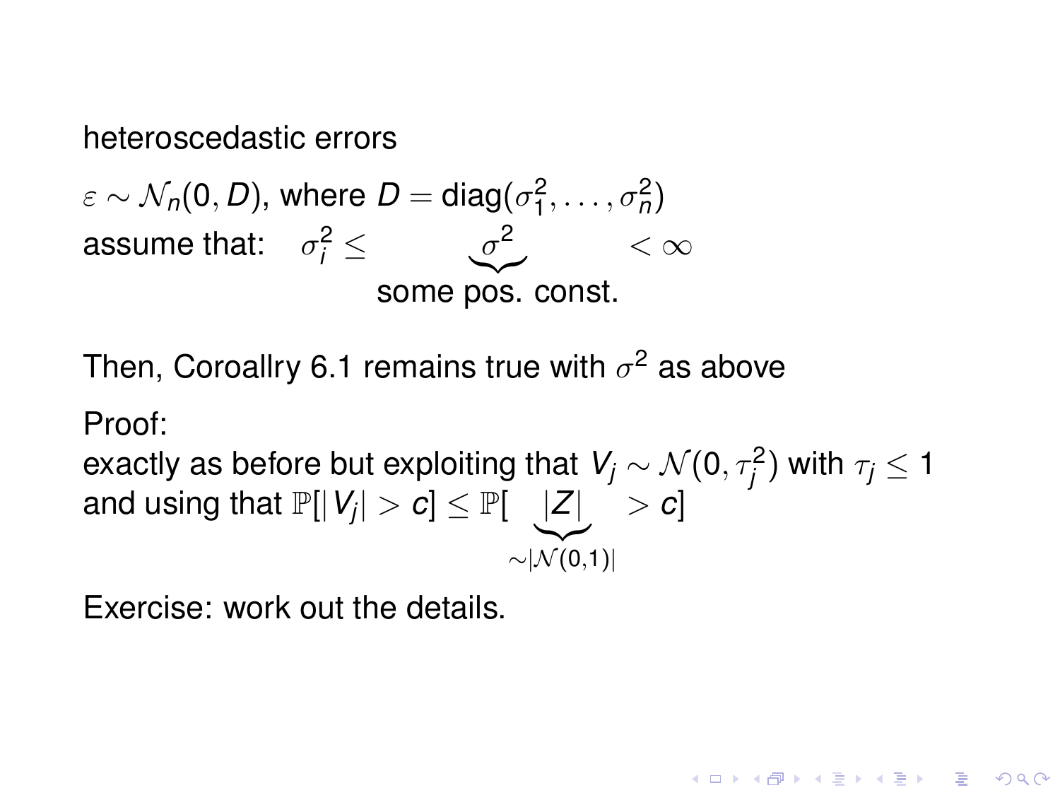heteroscedastic errors

$\varepsilon \sim \mathcal{N}_n(0, D)$, where $D = \text{diag}(\sigma_1^2, \ldots, \sigma_n^2)$

assume that: $\sigma_i^2 \leq \underbrace{\sigma^2}_{\text{some pos. const.}} < \infty$

Then, Coroallry 6.1 remains true with $\sigma^2$ as above

Proof:

exactly as before but exploiting that $V_j \sim \mathcal{N}(0, \tau_j^2)$ with $\tau_j \leq 1$ and using that $\mathbb{P}[|V_j| > c] \leq \mathbb{P}[\underbrace{|Z|}_{\sim|\mathcal{N}(0,1)|} > c]$

Exercise: work out the details.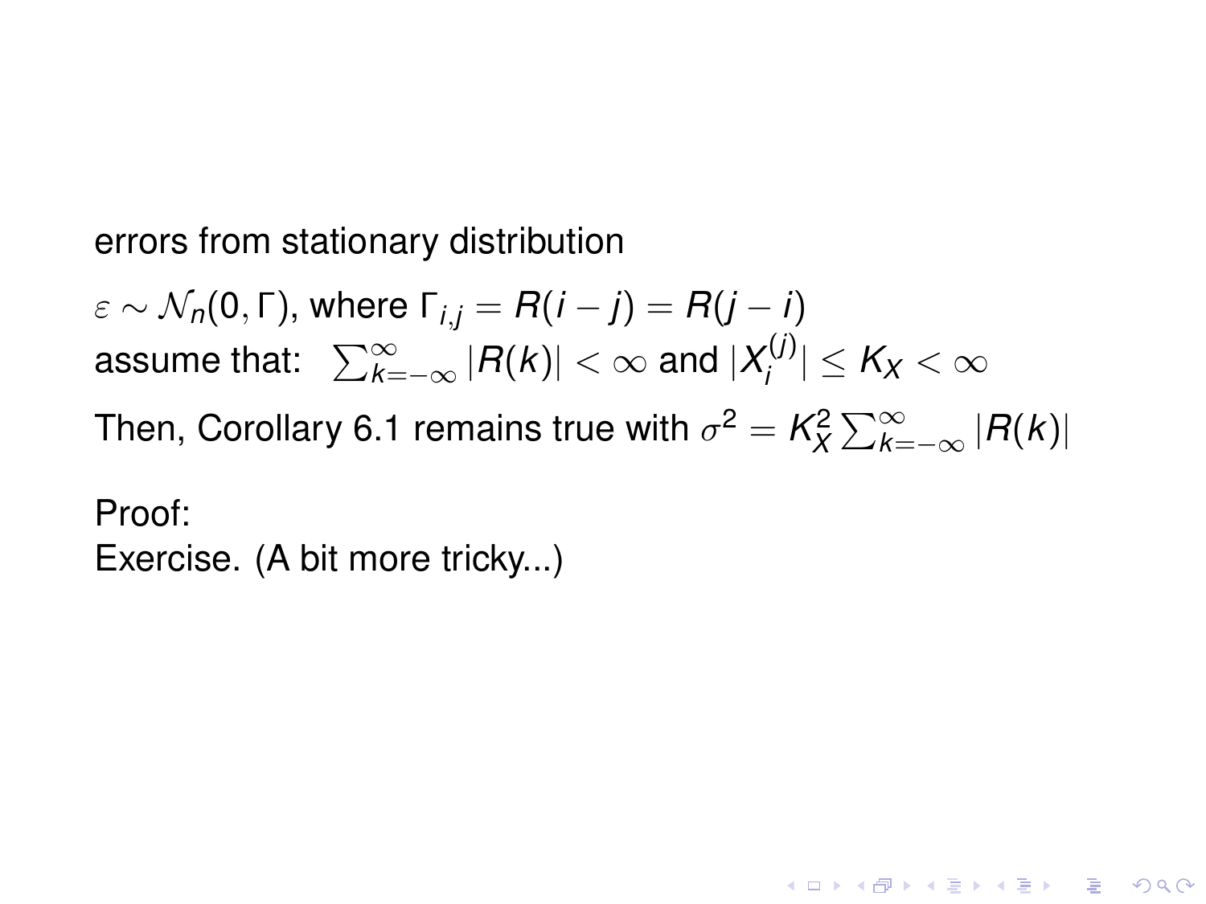errors from stationary distribution

$\varepsilon \sim \mathcal{N}_n(0, \Gamma)$, where $\Gamma_{i,j} = R(i - j) = R(j - i)$

assume that: $\sum_{k=-\infty}^{\infty} |R(k)| < \infty$ and $|X_i^{(j)}| \leq K_X < \infty$

Then, Corollary 6.1 remains true with $\sigma^2 = K_X^2 \sum_{k=-\infty}^{\infty} |R(k)|$

Proof:
Exercise. (A bit more tricky...)